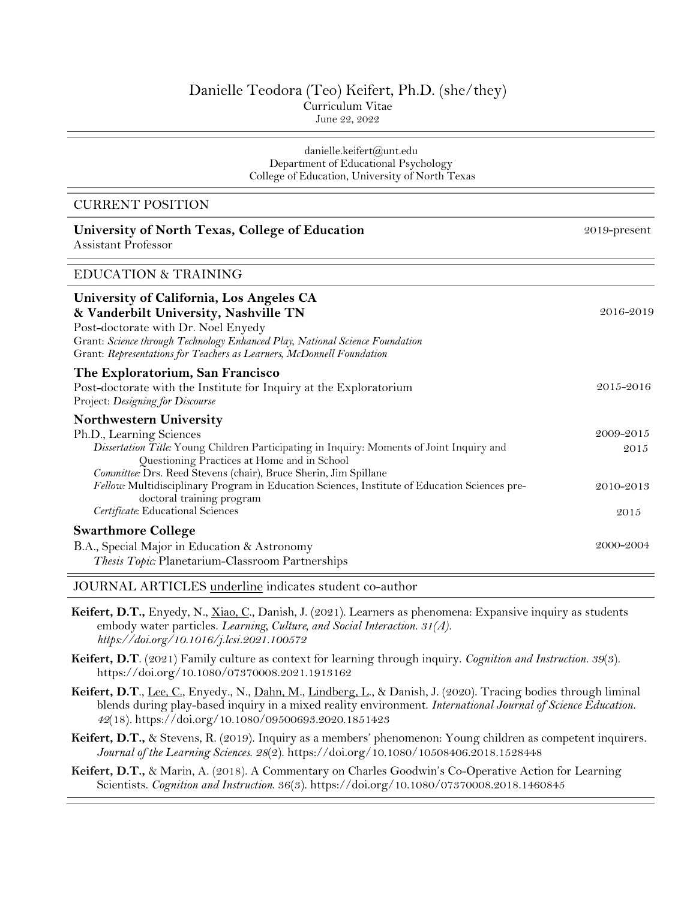# Danielle Teodora (Teo) Keifert, Ph.D. (she/they)

Curriculum Vitae
June 22, 2022

danielle.keifert@unt.edu
Department of Educational Psychology
College of Education, University of North Texas

## CURRENT POSITION

**University of North Texas, College of Education** — 2019-present
Assistant Professor

## EDUCATION & TRAINING

**University of California, Los Angeles CA**
**& Vanderbilt University, Nashville TN** — 2016-2019
Post-doctorate with Dr. Noel Enyedy
Grant: *Science through Technology Enhanced Play, National Science Foundation*
Grant: *Representations for Teachers as Learners, McDonnell Foundation*

**The Exploratorium, San Francisco**
Post-doctorate with the Institute for Inquiry at the Exploratorium — 2015-2016
Project: *Designing for Discourse*

**Northwestern University**
Ph.D., Learning Sciences — 2009-2015
*Dissertation Title:* Young Children Participating in Inquiry: Moments of Joint Inquiry and Questioning Practices at Home and in School — 2015
*Committee:* Drs. Reed Stevens (chair), Bruce Sherin, Jim Spillane
*Fellow:* Multidisciplinary Program in Education Sciences, Institute of Education Sciences pre-doctoral training program — 2010-2013
*Certificate:* Educational Sciences — 2015

**Swarthmore College**
B.A., Special Major in Education & Astronomy — 2000-2004
*Thesis Topic:* Planetarium-Classroom Partnerships

## JOURNAL ARTICLES underline indicates student co-author

**Keifert, D.T.,** Enyedy, N., Xiao, C., Danish, J. (2021). Learners as phenomena: Expansive inquiry as students embody water particles. *Learning, Culture, and Social Interaction. 31(A). https://doi.org/10.1016/j.lcsi.2021.100572*

**Keifert, D.T**. (2021) Family culture as context for learning through inquiry. *Cognition and Instruction. 39*(3). https://doi.org/10.1080/07370008.2021.1913162

**Keifert, D.T**., Lee, C., Enyedy., N., Dahn, M., Lindberg, L., & Danish, J. (2020). Tracing bodies through liminal blends during play-based inquiry in a mixed reality environment. *International Journal of Science Education. 42*(18). https://doi.org/10.1080/09500693.2020.1851423

**Keifert, D.T.,** & Stevens, R. (2019). Inquiry as a members' phenomenon: Young children as competent inquirers. *Journal of the Learning Sciences. 28*(2). https://doi.org/10.1080/10508406.2018.1528448

**Keifert, D.T.,** & Marin, A. (2018). A Commentary on Charles Goodwin's Co-Operative Action for Learning Scientists. *Cognition and Instruction.* 36(3). https://doi.org/10.1080/07370008.2018.1460845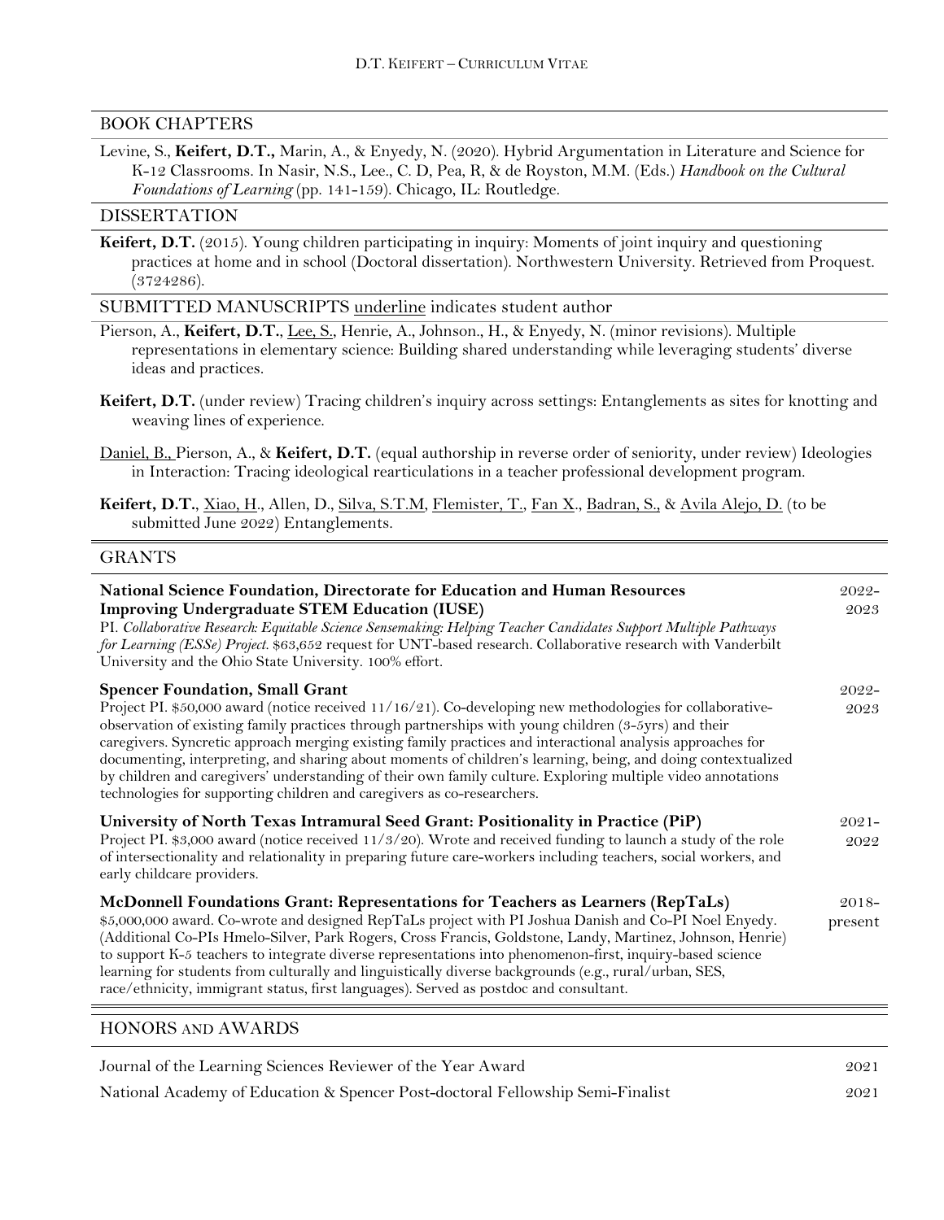## BOOK CHAPTERS

Levine, S., **Keifert, D.T.,** Marin, A., & Enyedy, N. (2020). Hybrid Argumentation in Literature and Science for K-12 Classrooms. In Nasir, N.S., Lee., C. D, Pea, R, & de Royston, M.M. (Eds.) *Handbook on the Cultural Foundations of Learning* (pp. 141-159). Chicago, IL: Routledge.

## DISSERTATION

**Keifert, D.T.** (2015). Young children participating in inquiry: Moments of joint inquiry and questioning practices at home and in school (Doctoral dissertation). Northwestern University. Retrieved from Proquest. (3724286).

## SUBMITTED MANUSCRIPTS <u>underline</u> indicates student author

Pierson, A., **Keifert, D.T.**, <u>Lee, S.</u>, Henrie, A., Johnson., H., & Enyedy, N. (minor revisions). Multiple representations in elementary science: Building shared understanding while leveraging students' diverse ideas and practices.

**Keifert, D.T.** (under review) Tracing children's inquiry across settings: Entanglements as sites for knotting and weaving lines of experience.

<u>Daniel, B.,</u> Pierson, A., & **Keifert, D.T.** (equal authorship in reverse order of seniority, under review) Ideologies in Interaction: Tracing ideological rearticulations in a teacher professional development program.

**Keifert, D.T.**, <u>Xiao, H.</u>, Allen, D., <u>Silva, S.T.M</u>, <u>Flemister, T.</u>, <u>Fan X.</u>, <u>Badran, S.</u>, & <u>Avila Alejo, D.</u> (to be submitted June 2022) Entanglements.

## GRANTS

**National Science Foundation, Directorate for Education and Human Resources Improving Undergraduate STEM Education (IUSE)** — 2022-2023
PI. *Collaborative Research: Equitable Science Sensemaking: Helping Teacher Candidates Support Multiple Pathways for Learning (ESSe) Project.* $63,652 request for UNT-based research. Collaborative research with Vanderbilt University and the Ohio State University. 100% effort.

**Spencer Foundation, Small Grant** — 2022-2023
Project PI. $50,000 award (notice received 11/16/21). Co-developing new methodologies for collaborative-observation of existing family practices through partnerships with young children (3-5yrs) and their caregivers. Syncretic approach merging existing family practices and interactional analysis approaches for documenting, interpreting, and sharing about moments of children's learning, being, and doing contextualized by children and caregivers' understanding of their own family culture. Exploring multiple video annotations technologies for supporting children and caregivers as co-researchers.

**University of North Texas Intramural Seed Grant: Positionality in Practice (PiP)** — 2021-2022
Project PI. $3,000 award (notice received 11/3/20). Wrote and received funding to launch a study of the role of intersectionality and relationality in preparing future care-workers including teachers, social workers, and early childcare providers.

**McDonnell Foundations Grant: Representations for Teachers as Learners (RepTaLs)** — 2018-present
$5,000,000 award. Co-wrote and designed RepTaLs project with PI Joshua Danish and Co-PI Noel Enyedy. (Additional Co-PIs Hmelo-Silver, Park Rogers, Cross Francis, Goldstone, Landy, Martinez, Johnson, Henrie) to support K-5 teachers to integrate diverse representations into phenomenon-first, inquiry-based science learning for students from culturally and linguistically diverse backgrounds (e.g., rural/urban, SES, race/ethnicity, immigrant status, first languages). Served as postdoc and consultant.

## HONORS AND AWARDS

Journal of the Learning Sciences Reviewer of the Year Award — 2021

National Academy of Education & Spencer Post-doctoral Fellowship Semi-Finalist — 2021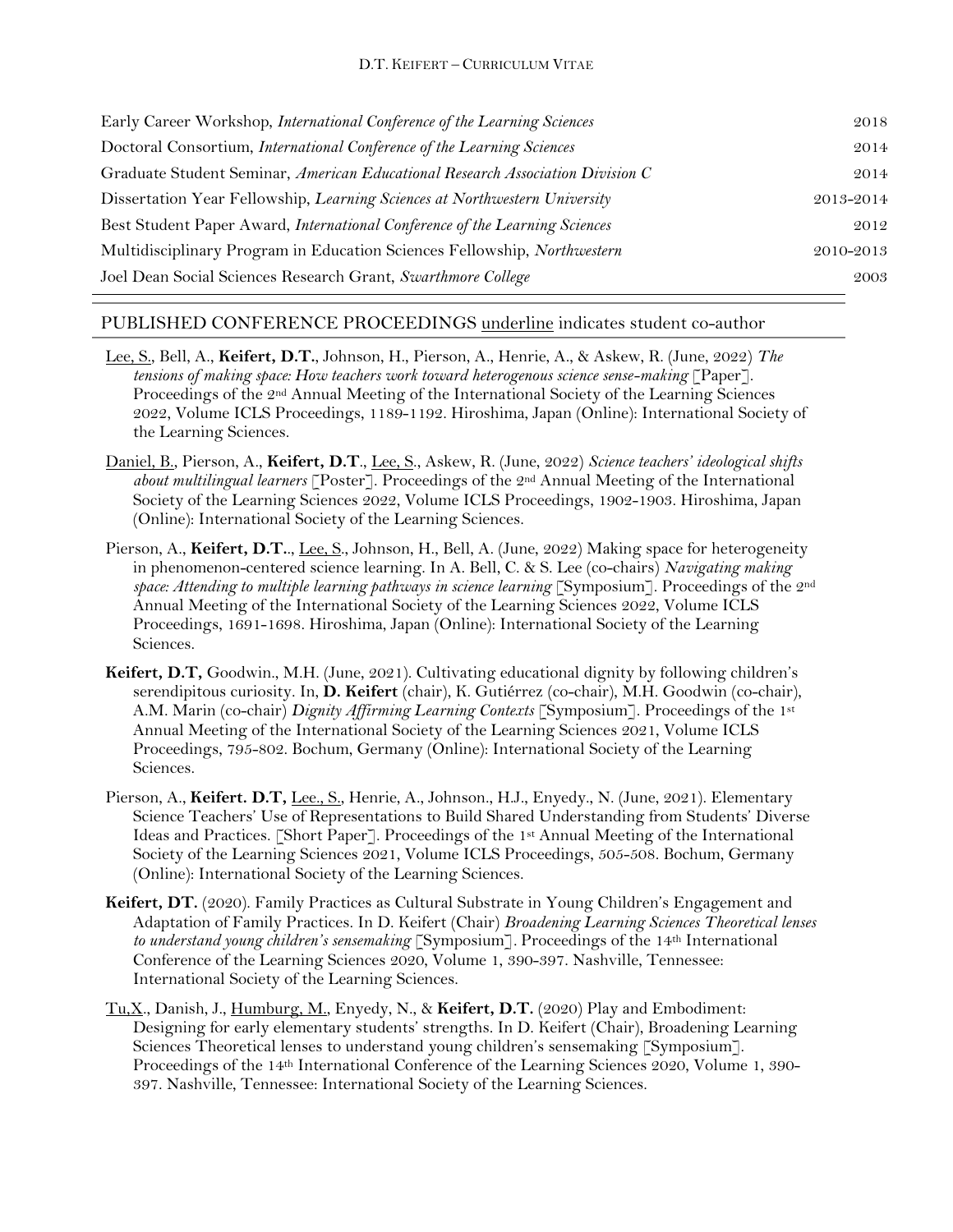| | |
|---|---|
| Early Career Workshop, *International Conference of the Learning Sciences* | 2018 |
| Doctoral Consortium, *International Conference of the Learning Sciences* | 2014 |
| Graduate Student Seminar, *American Educational Research Association Division C* | 2014 |
| Dissertation Year Fellowship, *Learning Sciences at Northwestern University* | 2013-2014 |
| Best Student Paper Award, *International Conference of the Learning Sciences* | 2012 |
| Multidisciplinary Program in Education Sciences Fellowship, *Northwestern* | 2010-2013 |
| Joel Dean Social Sciences Research Grant, *Swarthmore College* | 2003 |

## PUBLISHED CONFERENCE PROCEEDINGS <u>underline</u> indicates student co-author

<u>Lee, S.</u>, Bell, A., **Keifert, D.T.**, Johnson, H., Pierson, A., Henrie, A., & Askew, R. (June, 2022) *The tensions of making space: How teachers work toward heterogenous science sense-making* [Paper]. Proceedings of the 2nd Annual Meeting of the International Society of the Learning Sciences 2022, Volume ICLS Proceedings, 1189-1192. Hiroshima, Japan (Online): International Society of the Learning Sciences.

<u>Daniel, B.</u>, Pierson, A., **Keifert, D.T**., <u>Lee, S</u>., Askew, R. (June, 2022) *Science teachers' ideological shifts about multilingual learners* [Poster]. Proceedings of the 2nd Annual Meeting of the International Society of the Learning Sciences 2022, Volume ICLS Proceedings, 1902-1903. Hiroshima, Japan (Online): International Society of the Learning Sciences.

Pierson, A., **Keifert, D.T.**., <u>Lee, S</u>., Johnson, H., Bell, A. (June, 2022) Making space for heterogeneity in phenomenon-centered science learning. In A. Bell, C. & S. Lee (co-chairs) *Navigating making space: Attending to multiple learning pathways in science learning* [Symposium]. Proceedings of the 2nd Annual Meeting of the International Society of the Learning Sciences 2022, Volume ICLS Proceedings, 1691-1698. Hiroshima, Japan (Online): International Society of the Learning Sciences.

**Keifert, D.T,** Goodwin., M.H. (June, 2021). Cultivating educational dignity by following children's serendipitous curiosity. In, **D. Keifert** (chair), K. Gutiérrez (co-chair), M.H. Goodwin (co-chair), A.M. Marin (co-chair) *Dignity Affirming Learning Contexts* [Symposium]. Proceedings of the 1st Annual Meeting of the International Society of the Learning Sciences 2021, Volume ICLS Proceedings, 795-802. Bochum, Germany (Online): International Society of the Learning Sciences.

Pierson, A., **Keifert. D.T,** <u>Lee., S.</u>, Henrie, A., Johnson., H.J., Enyedy., N. (June, 2021). Elementary Science Teachers' Use of Representations to Build Shared Understanding from Students' Diverse Ideas and Practices. [Short Paper]. Proceedings of the 1st Annual Meeting of the International Society of the Learning Sciences 2021, Volume ICLS Proceedings, 505-508. Bochum, Germany (Online): International Society of the Learning Sciences.

**Keifert, DT.** (2020). Family Practices as Cultural Substrate in Young Children's Engagement and Adaptation of Family Practices. In D. Keifert (Chair) *Broadening Learning Sciences Theoretical lenses to understand young children's sensemaking* [Symposium]. Proceedings of the 14th International Conference of the Learning Sciences 2020, Volume 1, 390-397. Nashville, Tennessee: International Society of the Learning Sciences.

<u>Tu,X</u>., Danish, J., <u>Humburg, M.</u>, Enyedy, N., & **Keifert, D.T.** (2020) Play and Embodiment: Designing for early elementary students' strengths. In D. Keifert (Chair), Broadening Learning Sciences Theoretical lenses to understand young children's sensemaking [Symposium]. Proceedings of the 14th International Conference of the Learning Sciences 2020, Volume 1, 390-397. Nashville, Tennessee: International Society of the Learning Sciences.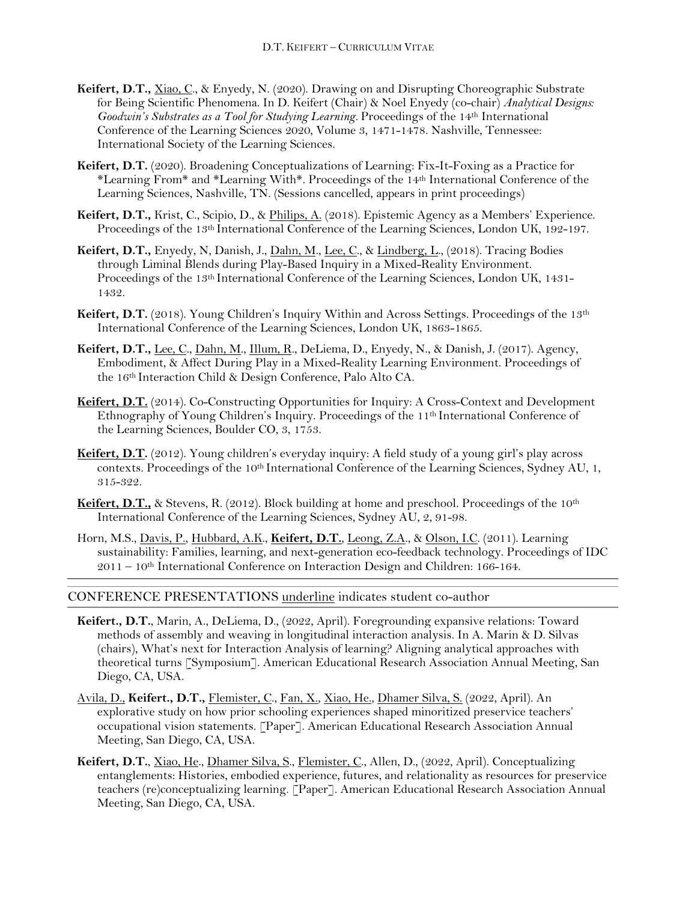**Keifert, D.T.,** <u>Xiao, C</u>., & Enyedy, N. (2020). Drawing on and Disrupting Choreographic Substrate for Being Scientific Phenomena. In D. Keifert (Chair) & Noel Enyedy (co-chair) *Analytical Designs: Goodwin's Substrates as a Tool for Studying Learning*. Proceedings of the 14th International Conference of the Learning Sciences 2020, Volume 3, 1471-1478. Nashville, Tennessee: International Society of the Learning Sciences.

**Keifert, D.T.** (2020). Broadening Conceptualizations of Learning: Fix-It-Foxing as a Practice for *Learning From* and *Learning With*. Proceedings of the 14th International Conference of the Learning Sciences, Nashville, TN. (Sessions cancelled, appears in print proceedings)

**Keifert, D.T.,** Krist, C., Scipio, D., & <u>Philips, A.</u> (2018). Epistemic Agency as a Members' Experience. Proceedings of the 13th International Conference of the Learning Sciences, London UK, 192-197.

**Keifert, D.T.,** Enyedy, N, Danish, J., <u>Dahn, M.</u>, <u>Lee, C.</u>, & <u>Lindberg, L.</u>, (2018). Tracing Bodies through Liminal Blends during Play-Based Inquiry in a Mixed-Reality Environment. Proceedings of the 13th International Conference of the Learning Sciences, London UK, 1431-1432.

**Keifert, D.T.** (2018). Young Children's Inquiry Within and Across Settings. Proceedings of the 13th International Conference of the Learning Sciences, London UK, 1863-1865.

**Keifert, D.T.,** <u>Lee, C.</u>, <u>Dahn, M.</u>, <u>Illum, R.</u>, DeLiema, D., Enyedy, N., & Danish, J. (2017). Agency, Embodiment, & Affect During Play in a Mixed-Reality Learning Environment. Proceedings of the 16th Interaction Child & Design Conference, Palo Alto CA.

<u>**Keifert, D.T.**</u> (2014). Co-Constructing Opportunities for Inquiry: A Cross-Context and Development Ethnography of Young Children's Inquiry. Proceedings of the 11th International Conference of the Learning Sciences, Boulder CO, 3, 1753.

<u>**Keifert, D.T.**</u> (2012). Young children's everyday inquiry: A field study of a young girl's play across contexts. Proceedings of the 10th International Conference of the Learning Sciences, Sydney AU, 1, 315-322.

<u>**Keifert, D.T.,**</u> & Stevens, R. (2012). Block building at home and preschool. Proceedings of the 10th International Conference of the Learning Sciences, Sydney AU, 2, 91-98.

Horn, M.S., <u>Davis, P.</u>, <u>Hubbard, A.K.</u>, **Keifert, D.T.**, <u>Leong, Z.A.</u>, & <u>Olson, I.C</u>. (2011). Learning sustainability: Families, learning, and next-generation eco-feedback technology. Proceedings of IDC 2011 – 10th International Conference on Interaction Design and Children: 166-164.

## CONFERENCE PRESENTATIONS <u>underline</u> indicates student co-author

**Keifert., D.T.**, Marin, A., DeLiema, D., (2022, April). Foregrounding expansive relations: Toward methods of assembly and weaving in longitudinal interaction analysis. In A. Marin & D. Silvas (chairs), What's next for Interaction Analysis of learning? Aligning analytical approaches with theoretical turns [Symposium]. American Educational Research Association Annual Meeting, San Diego, CA, USA.

<u>Avila, D.</u>, **Keifert., D.T.,** <u>Flemister, C.</u>, <u>Fan, X.</u>, <u>Xiao, He.</u>, <u>Dhamer Silva, S.</u> (2022, April). An explorative study on how prior schooling experiences shaped minoritized preservice teachers' occupational vision statements. [Paper]. American Educational Research Association Annual Meeting, San Diego, CA, USA.

**Keifert, D.T.**, <u>Xiao, He.</u>, <u>Dhamer Silva, S.</u>, <u>Flemister, C</u>., Allen, D., (2022, April). Conceptualizing entanglements: Histories, embodied experience, futures, and relationality as resources for preservice teachers (re)conceptualizing learning. [Paper]. American Educational Research Association Annual Meeting, San Diego, CA, USA.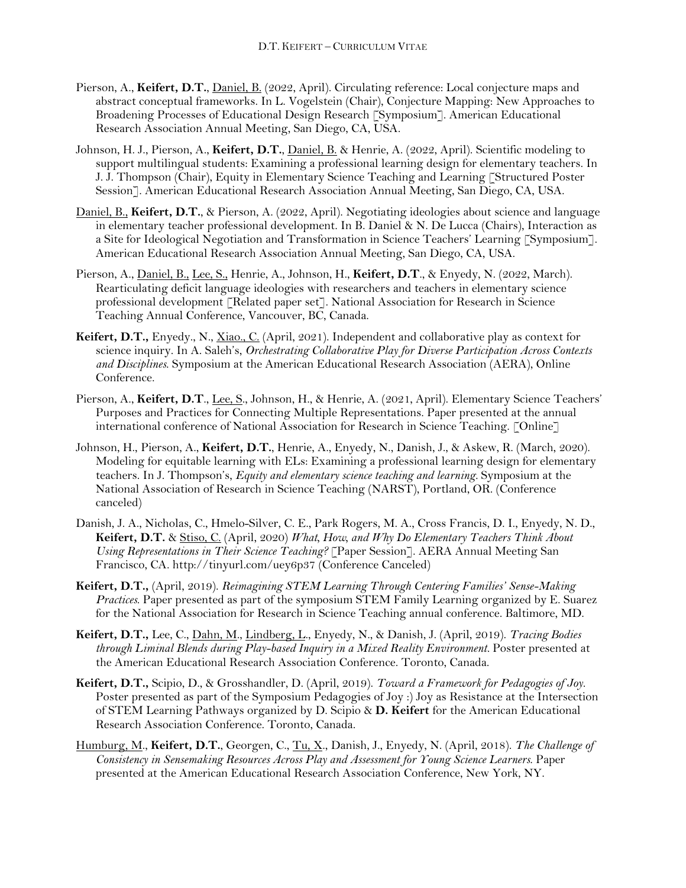Pierson, A., **Keifert, D.T.**, Daniel, B. (2022, April). Circulating reference: Local conjecture maps and abstract conceptual frameworks. In L. Vogelstein (Chair), Conjecture Mapping: New Approaches to Broadening Processes of Educational Design Research [Symposium]. American Educational Research Association Annual Meeting, San Diego, CA, USA.

Johnson, H. J., Pierson, A., **Keifert, D.T.**, Daniel, B. & Henrie, A. (2022, April). Scientific modeling to support multilingual students: Examining a professional learning design for elementary teachers. In J. J. Thompson (Chair), Equity in Elementary Science Teaching and Learning [Structured Poster Session]. American Educational Research Association Annual Meeting, San Diego, CA, USA.

Daniel, B., **Keifert, D.T.**, & Pierson, A. (2022, April). Negotiating ideologies about science and language in elementary teacher professional development. In B. Daniel & N. De Lucca (Chairs), Interaction as a Site for Ideological Negotiation and Transformation in Science Teachers' Learning [Symposium]. American Educational Research Association Annual Meeting, San Diego, CA, USA.

Pierson, A., Daniel, B., Lee, S., Henrie, A., Johnson, H., **Keifert, D.T**., & Enyedy, N. (2022, March). Rearticulating deficit language ideologies with researchers and teachers in elementary science professional development [Related paper set]. National Association for Research in Science Teaching Annual Conference, Vancouver, BC, Canada.

**Keifert, D.T.,** Enyedy., N., Xiao., C. (April, 2021). Independent and collaborative play as context for science inquiry. In A. Saleh's, *Orchestrating Collaborative Play for Diverse Participation Across Contexts and Disciplines*. Symposium at the American Educational Research Association (AERA), Online Conference.

Pierson, A., **Keifert, D.T**., Lee, S., Johnson, H., & Henrie, A. (2021, April). Elementary Science Teachers' Purposes and Practices for Connecting Multiple Representations. Paper presented at the annual international conference of National Association for Research in Science Teaching. [Online]

Johnson, H., Pierson, A., **Keifert, D.T.**, Henrie, A., Enyedy, N., Danish, J., & Askew, R. (March, 2020). Modeling for equitable learning with ELs: Examining a professional learning design for elementary teachers. In J. Thompson's, *Equity and elementary science teaching and learning*. Symposium at the National Association of Research in Science Teaching (NARST), Portland, OR. (Conference canceled)

Danish, J. A., Nicholas, C., Hmelo-Silver, C. E., Park Rogers, M. A., Cross Francis, D. I., Enyedy, N. D., **Keifert, D.T.** & Stiso, C. (April, 2020) *What, How, and Why Do Elementary Teachers Think About Using Representations in Their Science Teaching?* [Paper Session]. AERA Annual Meeting San Francisco, CA. http://tinyurl.com/uey6p37 (Conference Canceled)

**Keifert, D.T.,** (April, 2019). *Reimagining STEM Learning Through Centering Families' Sense-Making Practices*. Paper presented as part of the symposium STEM Family Learning organized by E. Suarez for the National Association for Research in Science Teaching annual conference. Baltimore, MD.

**Keifert, D.T.,** Lee, C., Dahn, M., Lindberg, L., Enyedy, N., & Danish, J. (April, 2019). *Tracing Bodies through Liminal Blends during Play-based Inquiry in a Mixed Reality Environment*. Poster presented at the American Educational Research Association Conference. Toronto, Canada.

**Keifert, D.T.,** Scipio, D., & Grosshandler, D. (April, 2019). *Toward a Framework for Pedagogies of Joy*. Poster presented as part of the Symposium Pedagogies of Joy :) Joy as Resistance at the Intersection of STEM Learning Pathways organized by D. Scipio & **D. Keifert** for the American Educational Research Association Conference. Toronto, Canada.

Humburg, M., **Keifert, D.T.**, Georgen, C., Tu, X., Danish, J., Enyedy, N. (April, 2018). *The Challenge of Consistency in Sensemaking Resources Across Play and Assessment for Young Science Learners*. Paper presented at the American Educational Research Association Conference, New York, NY.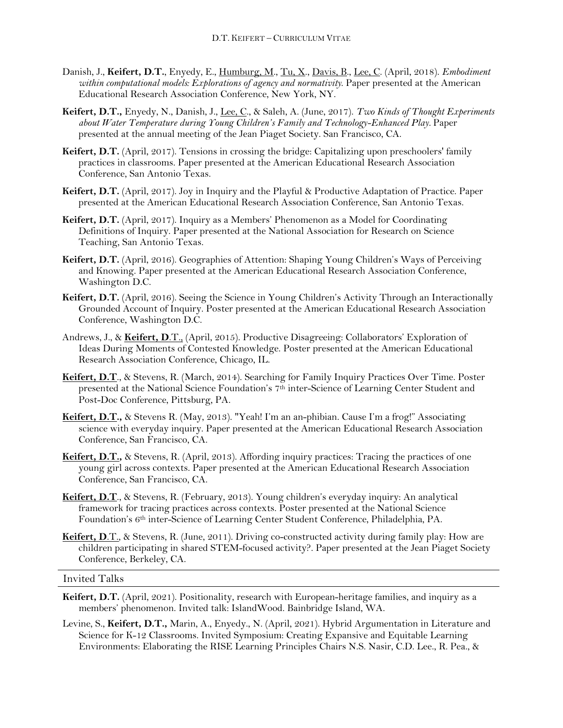Danish, J., **Keifert, D.T.**, Enyedy, E., Humburg, M., Tu, X., Davis, B., Lee, C. (April, 2018). *Embodiment within computational models: Explorations of agency and normativity.* Paper presented at the American Educational Research Association Conference, New York, NY.

**Keifert, D.T.,** Enyedy, N., Danish, J., Lee, C., & Saleh, A. (June, 2017). *Two Kinds of Thought Experiments about Water Temperature during Young Children's Family and Technology-Enhanced Play.* Paper presented at the annual meeting of the Jean Piaget Society. San Francisco, CA.

**Keifert, D.T.** (April, 2017). Tensions in crossing the bridge: Capitalizing upon preschoolers' family practices in classrooms. Paper presented at the American Educational Research Association Conference, San Antonio Texas.

**Keifert, D.T.** (April, 2017). Joy in Inquiry and the Playful & Productive Adaptation of Practice. Paper presented at the American Educational Research Association Conference, San Antonio Texas.

**Keifert, D.T.** (April, 2017). Inquiry as a Members' Phenomenon as a Model for Coordinating Definitions of Inquiry. Paper presented at the National Association for Research on Science Teaching, San Antonio Texas.

**Keifert, D.T.** (April, 2016). Geographies of Attention: Shaping Young Children's Ways of Perceiving and Knowing. Paper presented at the American Educational Research Association Conference, Washington D.C.

**Keifert, D.T.** (April, 2016). Seeing the Science in Young Children's Activity Through an Interactionally Grounded Account of Inquiry. Poster presented at the American Educational Research Association Conference, Washington D.C.

Andrews, J., & **Keifert, D**.T., (April, 2015). Productive Disagreeing: Collaborators' Exploration of Ideas During Moments of Contested Knowledge. Poster presented at the American Educational Research Association Conference, Chicago, IL.

**Keifert, D.T**., & Stevens, R. (March, 2014). Searching for Family Inquiry Practices Over Time. Poster presented at the National Science Foundation's 7th inter-Science of Learning Center Student and Post-Doc Conference, Pittsburg, PA.

**Keifert, D.T.,** & Stevens R. (May, 2013). "Yeah! I'm an an-phibian. Cause I'm a frog!" Associating science with everyday inquiry. Paper presented at the American Educational Research Association Conference, San Francisco, CA.

**Keifert, D.T.,** & Stevens, R. (April, 2013). Affording inquiry practices: Tracing the practices of one young girl across contexts. Paper presented at the American Educational Research Association Conference, San Francisco, CA.

**Keifert, D.T**., & Stevens, R. (February, 2013). Young children's everyday inquiry: An analytical framework for tracing practices across contexts. Poster presented at the National Science Foundation's 6th inter-Science of Learning Center Student Conference, Philadelphia, PA.

**Keifert, D**.T., & Stevens, R. (June, 2011). Driving co-constructed activity during family play: How are children participating in shared STEM-focused activity?. Paper presented at the Jean Piaget Society Conference, Berkeley, CA.

## Invited Talks

**Keifert, D.T.** (April, 2021). Positionality, research with European-heritage families, and inquiry as a members' phenomenon. Invited talk: IslandWood. Bainbridge Island, WA.

Levine, S., **Keifert, D.T.,** Marin, A., Enyedy., N. (April, 2021). Hybrid Argumentation in Literature and Science for K-12 Classrooms. Invited Symposium: Creating Expansive and Equitable Learning Environments: Elaborating the RISE Learning Principles Chairs N.S. Nasir, C.D. Lee., R. Pea., &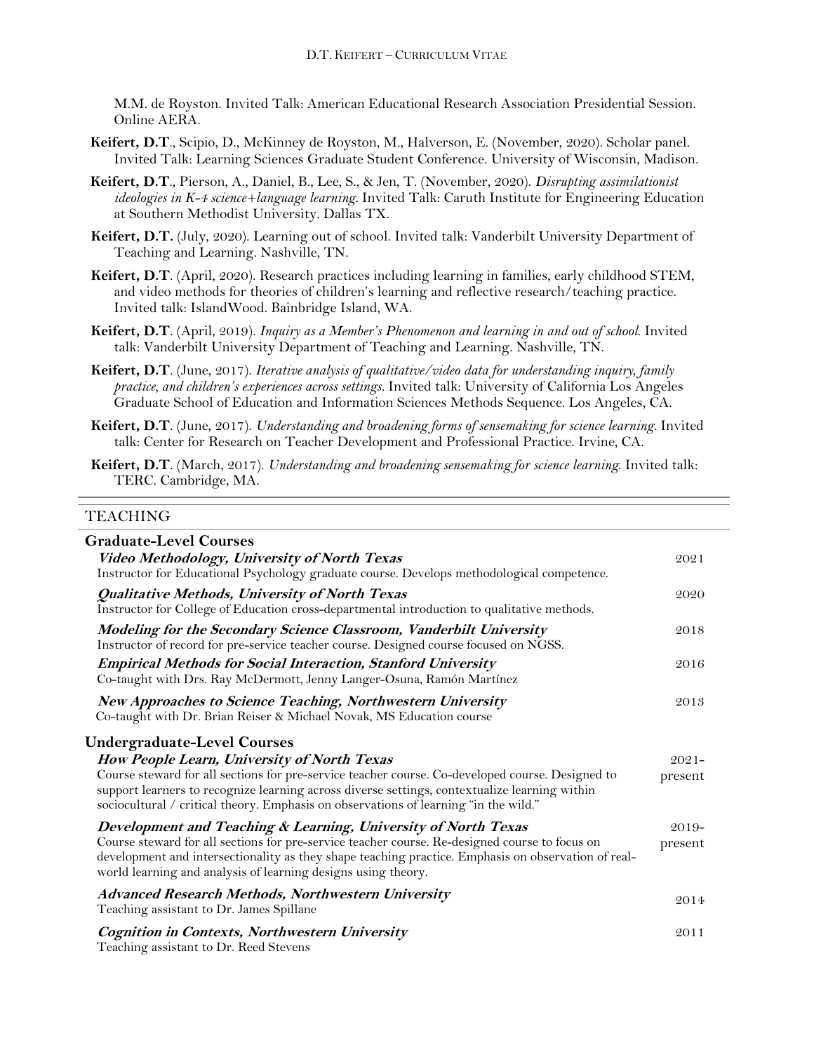M.M. de Royston. Invited Talk: American Educational Research Association Presidential Session. Online AERA.

**Keifert, D.T**., Scipio, D., McKinney de Royston, M., Halverson, E. (November, 2020). Scholar panel. Invited Talk: Learning Sciences Graduate Student Conference. University of Wisconsin, Madison.

**Keifert, D.T**., Pierson, A., Daniel, B., Lee, S., & Jen, T. (November, 2020). *Disrupting assimilationist ideologies in K-4 science+language learning*. Invited Talk: Caruth Institute for Engineering Education at Southern Methodist University. Dallas TX.

**Keifert, D.T.** (July, 2020). Learning out of school. Invited talk: Vanderbilt University Department of Teaching and Learning. Nashville, TN.

**Keifert, D.T**. (April, 2020). Research practices including learning in families, early childhood STEM, and video methods for theories of children's learning and reflective research/teaching practice. Invited talk: IslandWood. Bainbridge Island, WA.

**Keifert, D.T**. (April, 2019). *Inquiry as a Member's Phenomenon and learning in and out of school.* Invited talk: Vanderbilt University Department of Teaching and Learning. Nashville, TN.

**Keifert, D.T**. (June, 2017). *Iterative analysis of qualitative/video data for understanding inquiry, family practice, and children's experiences across settings.* Invited talk: University of California Los Angeles Graduate School of Education and Information Sciences Methods Sequence. Los Angeles, CA.

**Keifert, D.T**. (June, 2017). *Understanding and broadening forms of sensemaking for science learning*. Invited talk: Center for Research on Teacher Development and Professional Practice. Irvine, CA.

**Keifert, D.T**. (March, 2017). *Understanding and broadening sensemaking for science learning.* Invited talk: TERC. Cambridge, MA.

## TEACHING

### Graduate-Level Courses

***Video Methodology, University of North Texas*** — 2021
Instructor for Educational Psychology graduate course. Develops methodological competence.

***Qualitative Methods, University of North Texas*** — 2020
Instructor for College of Education cross-departmental introduction to qualitative methods.

***Modeling for the Secondary Science Classroom, Vanderbilt University*** — 2018
Instructor of record for pre-service teacher course. Designed course focused on NGSS.

***Empirical Methods for Social Interaction, Stanford University*** — 2016
Co-taught with Drs. Ray McDermott, Jenny Langer-Osuna, Ramón Martínez

***New Approaches to Science Teaching, Northwestern University*** — 2013
Co-taught with Dr. Brian Reiser & Michael Novak, MS Education course

### Undergraduate-Level Courses

***How People Learn, University of North Texas*** — 2021-present
Course steward for all sections for pre-service teacher course. Co-developed course. Designed to support learners to recognize learning across diverse settings, contextualize learning within sociocultural / critical theory. Emphasis on observations of learning "in the wild."

***Development and Teaching & Learning, University of North Texas*** — 2019-present
Course steward for all sections for pre-service teacher course. Re-designed course to focus on development and intersectionality as they shape teaching practice. Emphasis on observation of real-world learning and analysis of learning designs using theory.

***Advanced Research Methods, Northwestern University*** — 2014
Teaching assistant to Dr. James Spillane

***Cognition in Contexts, Northwestern University*** — 2011
Teaching assistant to Dr. Reed Stevens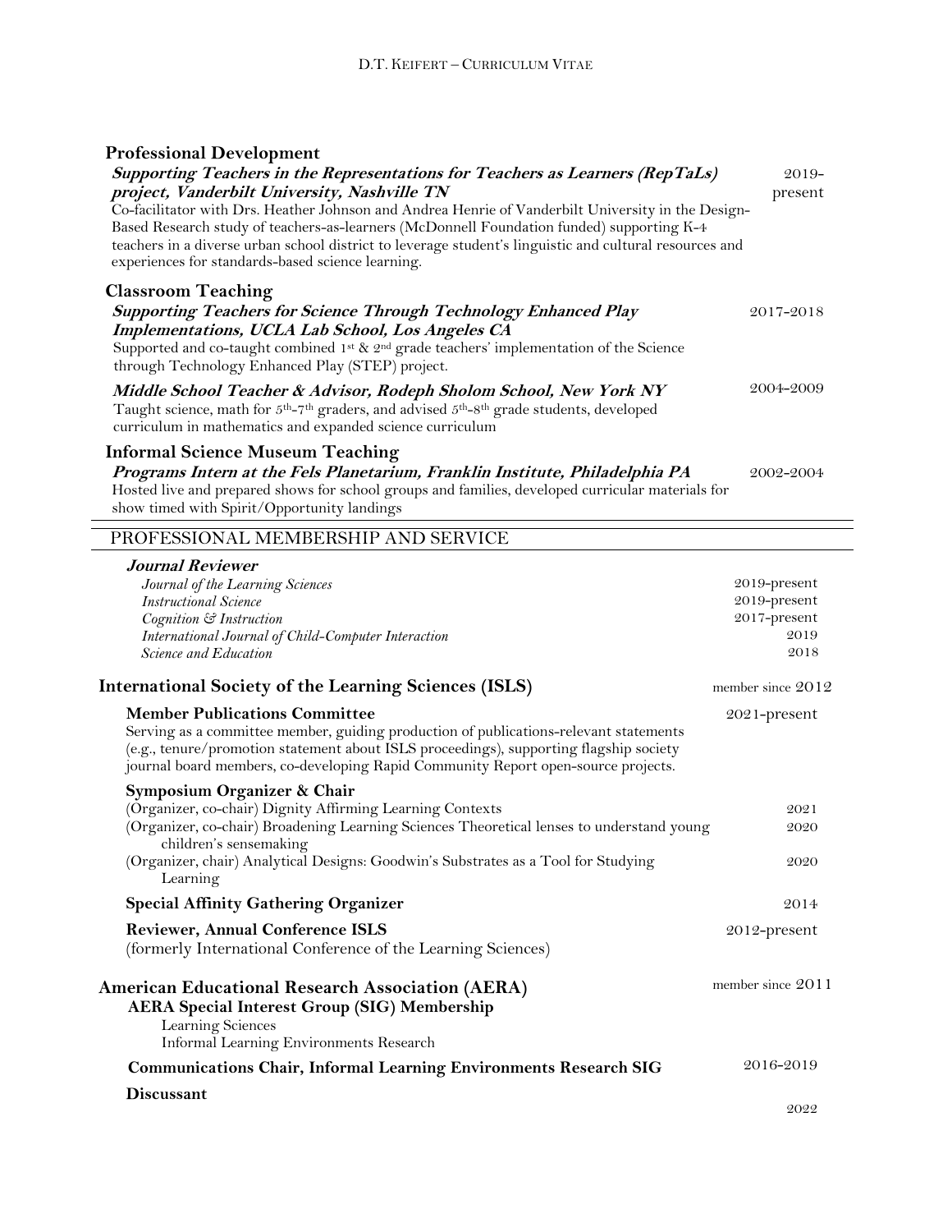### Professional Development

***Supporting Teachers in the Representations for Teachers as Learners (RepTaLs) project, Vanderbilt University, Nashville TN*** — 2019-present

Co-facilitator with Drs. Heather Johnson and Andrea Henrie of Vanderbilt University in the Design-Based Research study of teachers-as-learners (McDonnell Foundation funded) supporting K-4 teachers in a diverse urban school district to leverage student's linguistic and cultural resources and experiences for standards-based science learning.

### Classroom Teaching

***Supporting Teachers for Science Through Technology Enhanced Play Implementations, UCLA Lab School, Los Angeles CA*** — 2017-2018

Supported and co-taught combined 1st & 2nd grade teachers' implementation of the Science through Technology Enhanced Play (STEP) project.

***Middle School Teacher & Advisor, Rodeph Sholom School, New York NY*** — 2004-2009

Taught science, math for 5th-7th graders, and advised 5th-8th grade students, developed curriculum in mathematics and expanded science curriculum

### Informal Science Museum Teaching

***Programs Intern at the Fels Planetarium, Franklin Institute, Philadelphia PA*** — 2002-2004

Hosted live and prepared shows for school groups and families, developed curricular materials for show timed with Spirit/Opportunity landings

## PROFESSIONAL MEMBERSHIP AND SERVICE

***Journal Reviewer***

- *Journal of the Learning Sciences* — 2019-present
- *Instructional Science* — 2019-present
- *Cognition & Instruction* — 2017-present
- *International Journal of Child-Computer Interaction* — 2019
- *Science and Education* — 2018

### International Society of the Learning Sciences (ISLS) — member since 2012

**Member Publications Committee** — 2021-present

Serving as a committee member, guiding production of publications-relevant statements (e.g., tenure/promotion statement about ISLS proceedings), supporting flagship society journal board members, co-developing Rapid Community Report open-source projects.

**Symposium Organizer & Chair**

- (Organizer, co-chair) Dignity Affirming Learning Contexts — 2021
- (Organizer, co-chair) Broadening Learning Sciences Theoretical lenses to understand young children's sensemaking — 2020
- (Organizer, chair) Analytical Designs: Goodwin's Substrates as a Tool for Studying Learning — 2020

**Special Affinity Gathering Organizer** — 2014

**Reviewer, Annual Conference ISLS** — 2012-present

(formerly International Conference of the Learning Sciences)

### American Educational Research Association (AERA) — member since 2011

**AERA Special Interest Group (SIG) Membership**

- Learning Sciences
- Informal Learning Environments Research

**Communications Chair, Informal Learning Environments Research SIG** — 2016-2019

**Discussant** — 2022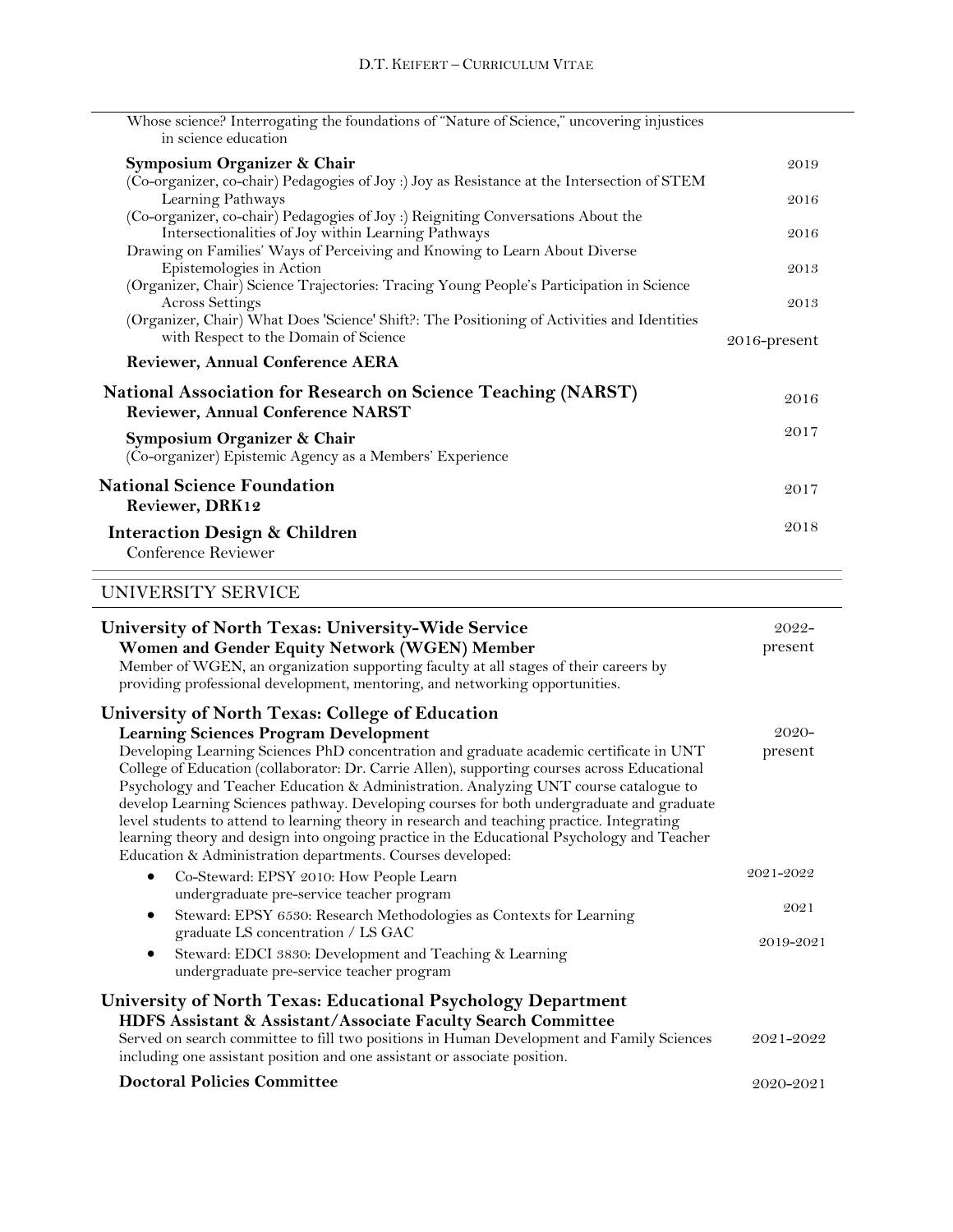Whose science? Interrogating the foundations of "Nature of Science," uncovering injustices in science education

**Symposium Organizer & Chair** — 2019

(Co-organizer, co-chair) Pedagogies of Joy :) Joy as Resistance at the Intersection of STEM Learning Pathways — 2016

(Co-organizer, co-chair) Pedagogies of Joy :) Reigniting Conversations About the Intersectionalities of Joy within Learning Pathways — 2016

Drawing on Families' Ways of Perceiving and Knowing to Learn About Diverse Epistemologies in Action — 2013

(Organizer, Chair) Science Trajectories: Tracing Young People's Participation in Science Across Settings — 2013

(Organizer, Chair) What Does 'Science' Shift?: The Positioning of Activities and Identities with Respect to the Domain of Science

**Reviewer, Annual Conference AERA** — 2016-present

**National Association for Research on Science Teaching (NARST)**

**Reviewer, Annual Conference NARST** — 2016

**Symposium Organizer & Chair** — 2017

(Co-organizer) Epistemic Agency as a Members' Experience

**National Science Foundation**

**Reviewer, DRK12** — 2017

**Interaction Design & Children** — 2018

Conference Reviewer

## UNIVERSITY SERVICE

**University of North Texas: University-Wide Service**

**Women and Gender Equity Network (WGEN) Member** — 2022-present

Member of WGEN, an organization supporting faculty at all stages of their careers by providing professional development, mentoring, and networking opportunities.

**University of North Texas: College of Education**

**Learning Sciences Program Development** — 2020-present

Developing Learning Sciences PhD concentration and graduate academic certificate in UNT College of Education (collaborator: Dr. Carrie Allen), supporting courses across Educational Psychology and Teacher Education & Administration. Analyzing UNT course catalogue to develop Learning Sciences pathway. Developing courses for both undergraduate and graduate level students to attend to learning theory in research and teaching practice. Integrating learning theory and design into ongoing practice in the Educational Psychology and Teacher Education & Administration departments. Courses developed:

- Co-Steward: EPSY 2010: How People Learn — 2021-2022
  undergraduate pre-service teacher program
- Steward: EPSY 6530: Research Methodologies as Contexts for Learning — 2021
  graduate LS concentration / LS GAC
- Steward: EDCI 3830: Development and Teaching & Learning — 2019-2021
  undergraduate pre-service teacher program

**University of North Texas: Educational Psychology Department**

**HDFS Assistant & Assistant/Associate Faculty Search Committee** — 2021-2022

Served on search committee to fill two positions in Human Development and Family Sciences including one assistant position and one assistant or associate position.

**Doctoral Policies Committee** — 2020-2021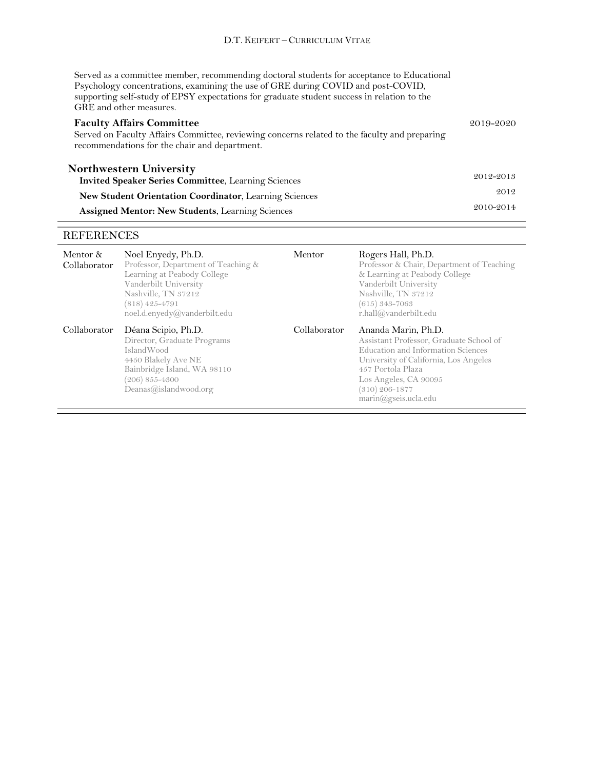Served as a committee member, recommending doctoral students for acceptance to Educational Psychology concentrations, examining the use of GRE during COVID and post-COVID, supporting self-study of EPSY expectations for graduate student success in relation to the GRE and other measures.

**Faculty Affairs Committee** 2019-2020

Served on Faculty Affairs Committee, reviewing concerns related to the faculty and preparing recommendations for the chair and department.

### Northwestern University

**Invited Speaker Series Committee**, Learning Sciences 2012-2013

**New Student Orientation Coordinator**, Learning Sciences 2012

**Assigned Mentor: New Students**, Learning Sciences 2010-2014

## REFERENCES

| | | | |
|---|---|---|---|
| Mentor & Collaborator | Noel Enyedy, Ph.D.<br>Professor, Department of Teaching & Learning at Peabody College<br>Vanderbilt University<br>Nashville, TN 37212<br>(818) 425-4791<br>noel.d.enyedy@vanderbilt.edu | Mentor | Rogers Hall, Ph.D.<br>Professor & Chair, Department of Teaching & Learning at Peabody College<br>Vanderbilt University<br>Nashville, TN 37212<br>(615) 343-7063<br>r.hall@vanderbilt.edu |
| Collaborator | Déana Scipio, Ph.D.<br>Director, Graduate Programs<br>IslandWood<br>4450 Blakely Ave NE<br>Bainbridge Island, WA 98110<br>(206) 855-4300<br>Deanas@islandwood.org | Collaborator | Ananda Marin, Ph.D.<br>Assistant Professor, Graduate School of Education and Information Sciences<br>University of California, Los Angeles<br>457 Portola Plaza<br>Los Angeles, CA 90095<br>(310) 206-1877<br>marin@gseis.ucla.edu |